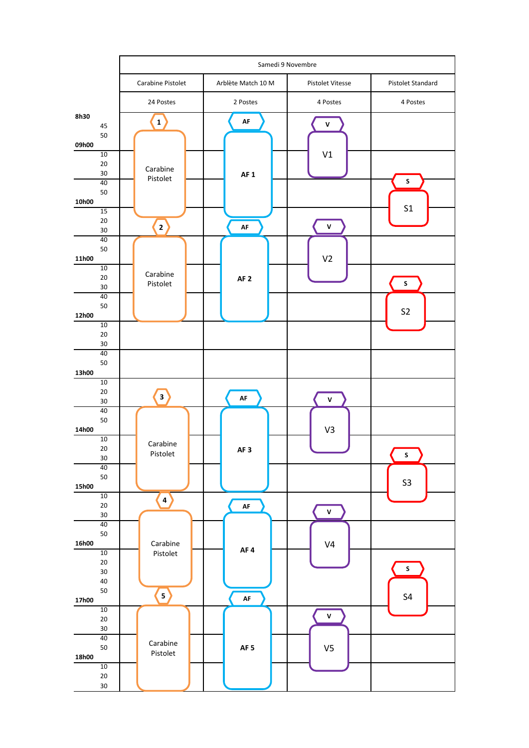| | Samedi 9 Novembre | | | |
|---|---|---|---|---|
| | Carabine Pistolet | Arblète Match 10 M | Pistolet Vitesse | Pistolet Standard |
| | 24 Postes | 2 Postes | 4 Postes | 4 Postes |
| 8h30 | 1 | AF | V | |
| 45 | Carabine Pistolet | AF 1 | V1 | |
| 50 | | | | |
| 09h00 | | | | |
| 10 | | | | |
| 20 | | | | |
| 30 | | | | S |
| 40 | | | | S1 |
| 50 | | | | |
| 10h00 | | | | |
| 15 | | | | |
| 20 | 2 | AF | V | |
| 30 | Carabine Pistolet | AF 2 | V2 | |
| 40 | | | | |
| 50 | | | | |
| 11h00 | | | | |
| 10 | | | | |
| 20 | | | | S |
| 30 | | | | S2 |
| 40 | | | | |
| 50 | | | | |
| 12h00 | | | | |
| 10 | | | | |
| 20 | | | | |
| 30 | | | | |
| 40 | | | | |
| 50 | | | | |
| 13h00 | | | | |
| 10 | | | | |
| 20 | 3 | AF | V | |
| 30 | Carabine Pistolet | AF 3 | V3 | |
| 40 | | | | |
| 50 | | | | |
| 14h00 | | | | |
| 10 | | | | |
| 20 | | | | S |
| 30 | | | | S3 |
| 40 | | | | |
| 50 | | | | |
| 15h00 | | | | |
| 10 | 4 | AF | V | |
| 20 | Carabine Pistolet | AF 4 | V4 | |
| 30 | | | | |
| 40 | | | | |
| 50 | | | | |
| 16h00 | | | | |
| 10 | | | | S |
| 20 | | | | S4 |
| 30 | | | | |
| 40 | | | | |
| 50 | 5 | AF | | |
| 17h00 | Carabine Pistolet | AF 5 | V | |
| 10 | | | V5 | |
| 20 | | | | |
| 30 | | | | |
| 40 | | | | |
| 50 | | | | |
| 18h00 | | | | |
| 10 | | | | |
| 20 | | | | |
| 30 | | | | |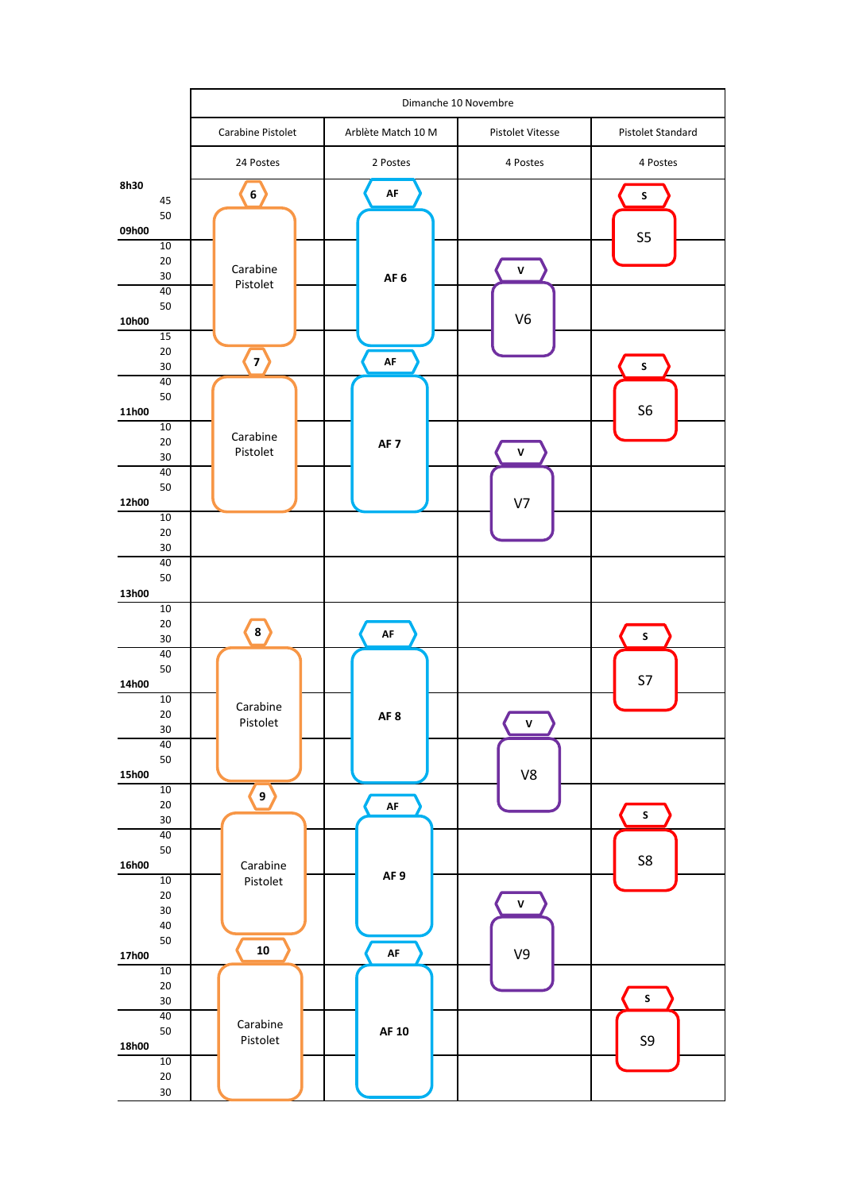| | Dimanche 10 Novembre | | | |
|---|---|---|---|---|
| | Carabine Pistolet | Arblète Match 10 M | Pistolet Vitesse | Pistolet Standard |
| | 24 Postes | 2 Postes | 4 Postes | 4 Postes |
| 8h30 / 45 / 50 | 6 | AF | | S |
| 09h00 / 10 / 20 / 30 | Carabine Pistolet | AF 6 | V | S5 |
| 40 / 50 / 10h00 | | | V6 | |
| 15 / 20 / 30 | 7 | AF | | S |
| 40 / 50 / 11h00 | Carabine Pistolet | AF 7 | | S6 |
| 10 / 20 / 30 | | | V | |
| 40 / 50 / 12h00 | | | V7 | |
| 10 / 20 / 30 | | | | |
| 40 / 50 / 13h00 | | | | |
| 10 / 20 / 30 | 8 | AF | | S |
| 40 / 50 / 14h00 | Carabine Pistolet | AF 8 | | S7 |
| 10 / 20 / 30 | | | V | |
| 40 / 50 / 15h00 | | | V8 | |
| 10 / 20 / 30 | 9 | AF | | S |
| 40 / 50 / 16h00 | Carabine Pistolet | AF 9 | | S8 |
| 10 / 20 / 30 / 40 | | | V | |
| 50 / 17h00 | 10 | AF | V9 | |
| 10 / 20 / 30 | Carabine Pistolet | AF 10 | | S |
| 40 / 50 / 18h00 | | | | S9 |
| 10 / 20 / 30 | | | | |